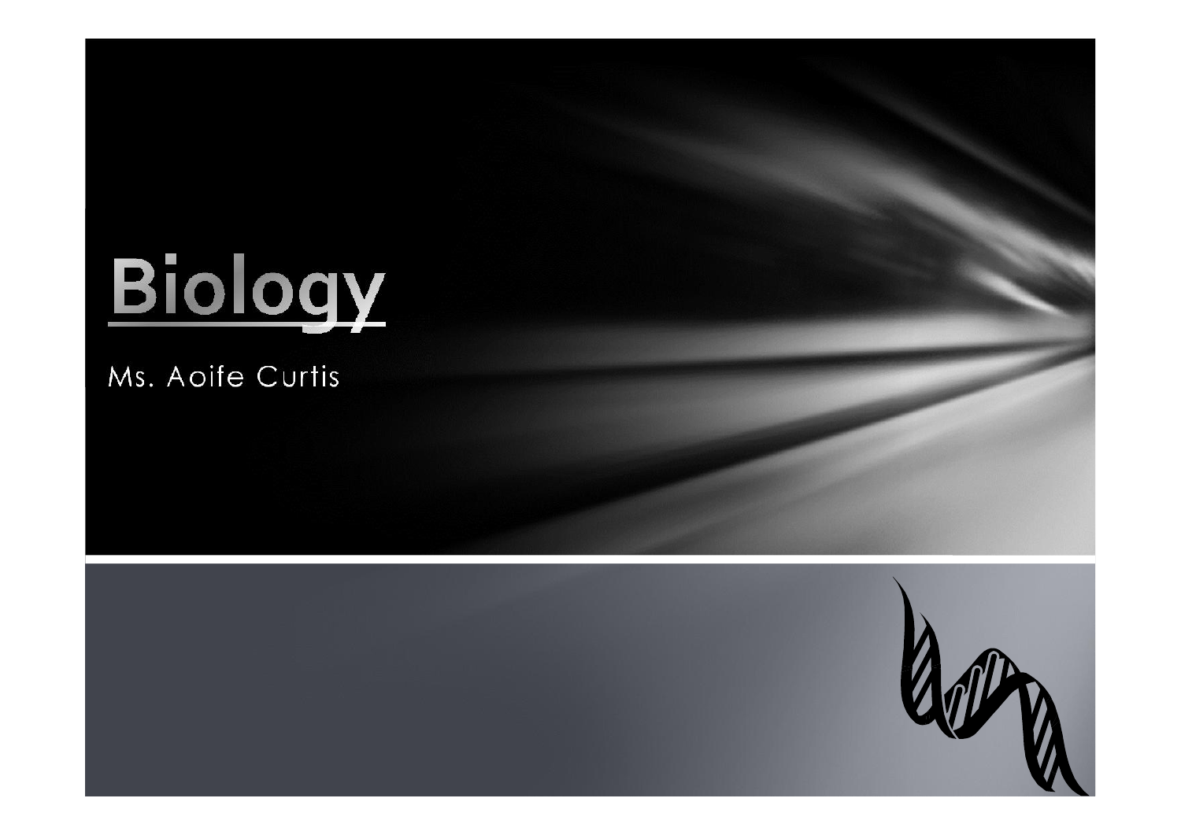# Biology

Ms. Aoife Curtis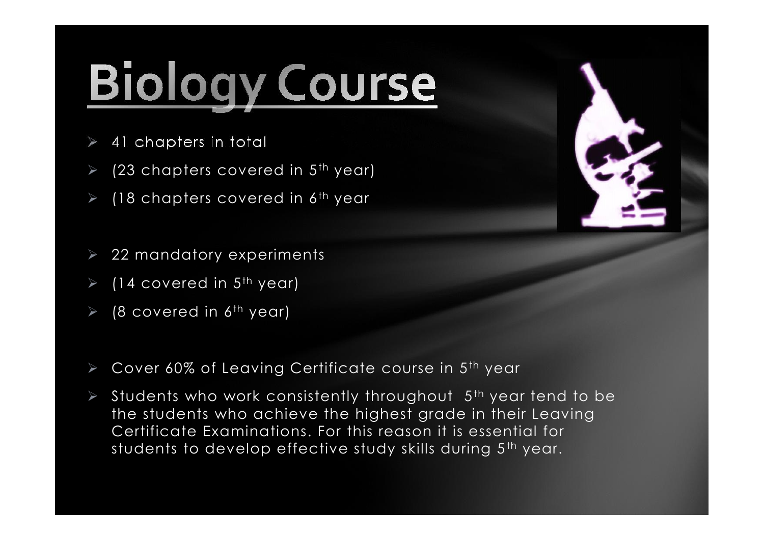# Biology Course

- 41 chapters in total
- (23 chapters covered in 5th year)
- (18 chapters covered in 6th year

- 22 mandatory experiments
- (14 covered in 5th year)
- (8 covered in 6th year)

- Cover 60% of Leaving Certificate course in 5th year
- Students who work consistently throughout 5th year tend to be the students who achieve the highest grade in their Leaving Certificate Examinations. For this reason it is essential for students to develop effective study skills during 5th year.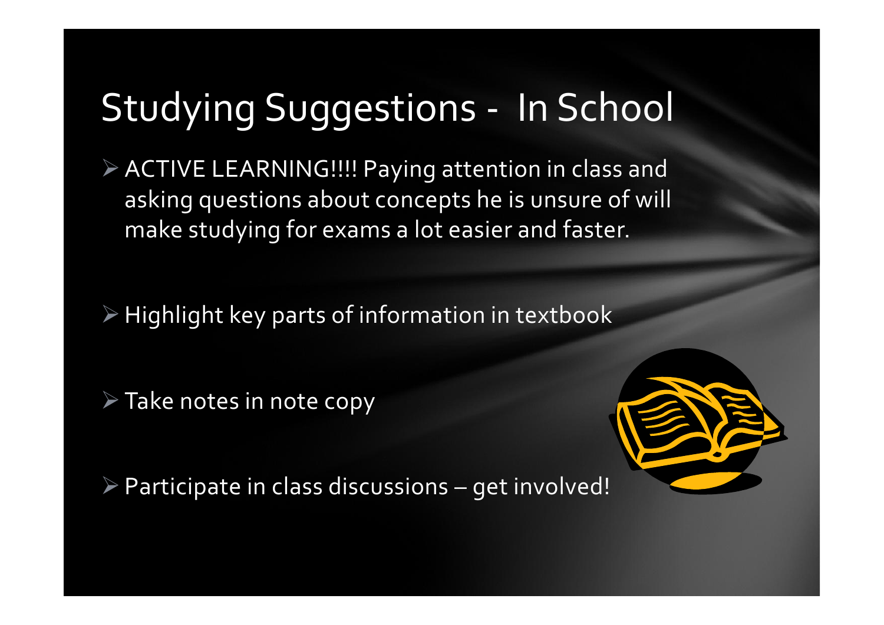# Studying Suggestions - In School

- ACTIVE LEARNING!!!! Paying attention in class and asking questions about concepts he is unsure of will make studying for exams a lot easier and faster.
- Highlight key parts of information in textbook
- Take notes in note copy
- Participate in class discussions – get involved!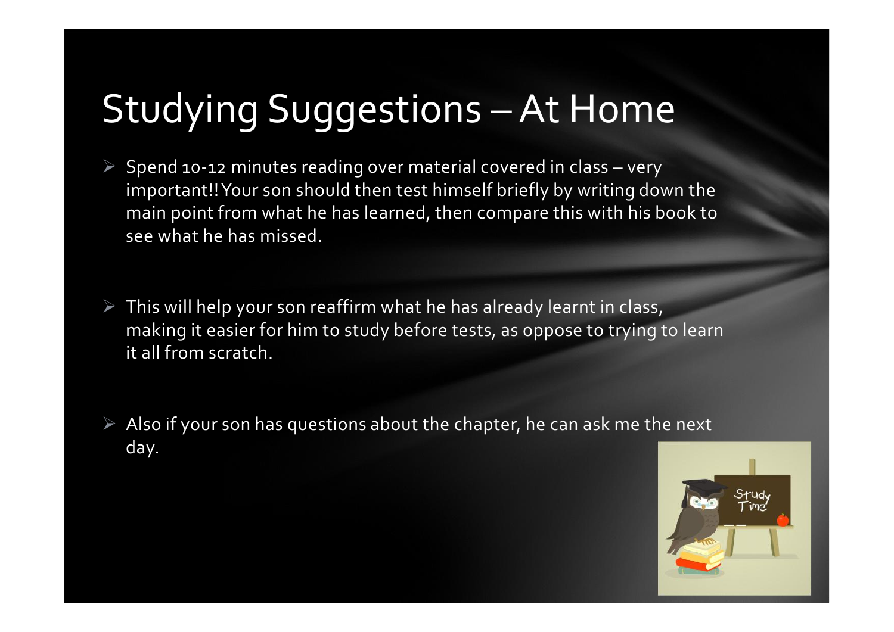# Studying Suggestions – At Home

- Spend 10-12 minutes reading over material covered in class – very important!! Your son should then test himself briefly by writing down the main point from what he has learned, then compare this with his book to see what he has missed.

- This will help your son reaffirm what he has already learnt in class, making it easier for him to study before tests, as oppose to trying to learn it all from scratch.

- Also if your son has questions about the chapter, he can ask me the next day.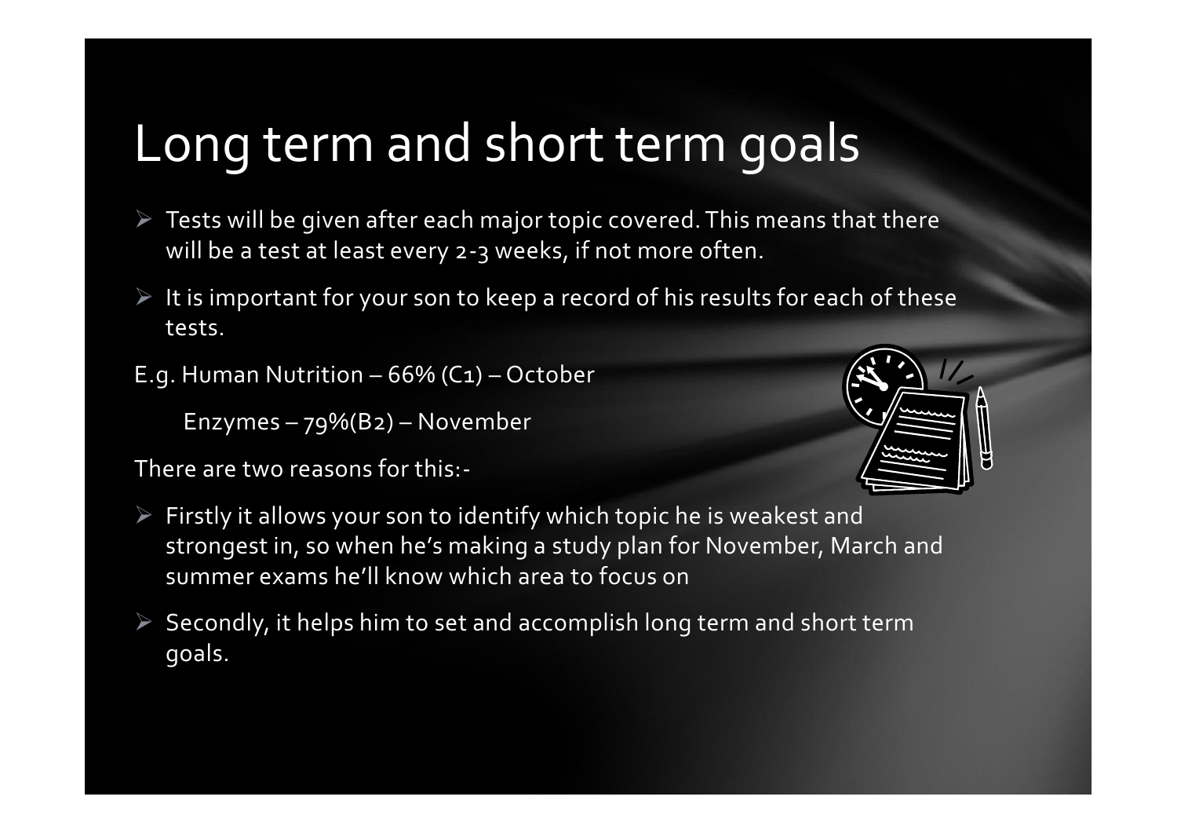# Long term and short term goals

- Tests will be given after each major topic covered. This means that there will be a test at least every 2-3 weeks, if not more often.
- It is important for your son to keep a record of his results for each of these tests.

E.g. Human Nutrition – 66% (C1) – October

Enzymes – 79%(B2) – November

There are two reasons for this:-

- Firstly it allows your son to identify which topic he is weakest and strongest in, so when he's making a study plan for November, March and summer exams he'll know which area to focus on
- Secondly, it helps him to set and accomplish long term and short term goals.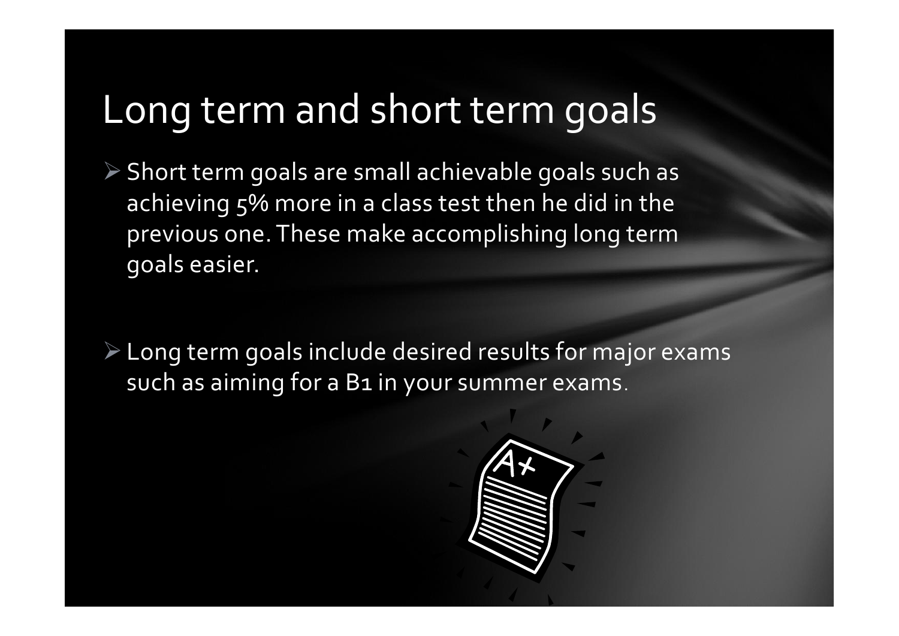# Long term and short term goals

- Short term goals are small achievable goals such as achieving 5% more in a class test then he did in the previous one. These make accomplishing long term goals easier.

- Long term goals include desired results for major exams such as aiming for a B1 in your summer exams.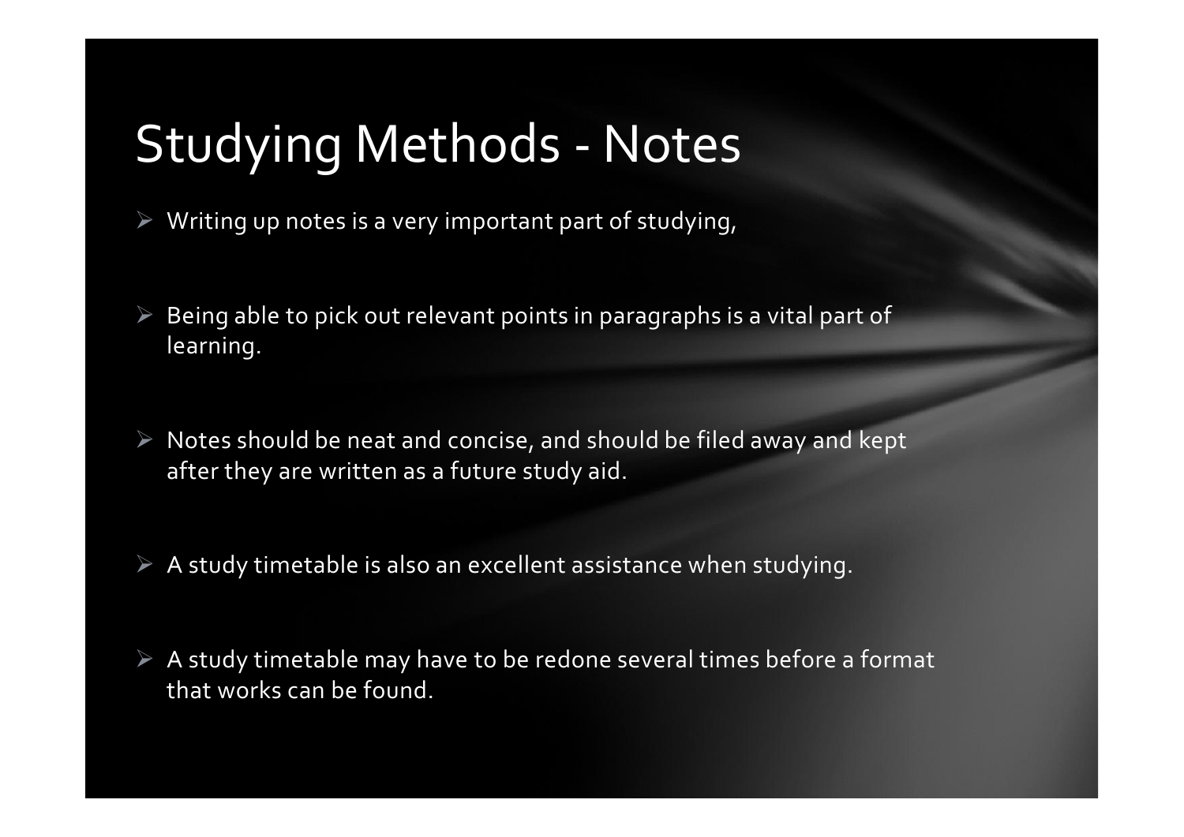# Studying Methods - Notes

- Writing up notes is a very important part of studying,
- Being able to pick out relevant points in paragraphs is a vital part of learning.
- Notes should be neat and concise, and should be filed away and kept after they are written as a future study aid.
- A study timetable is also an excellent assistance when studying.
- A study timetable may have to be redone several times before a format that works can be found.